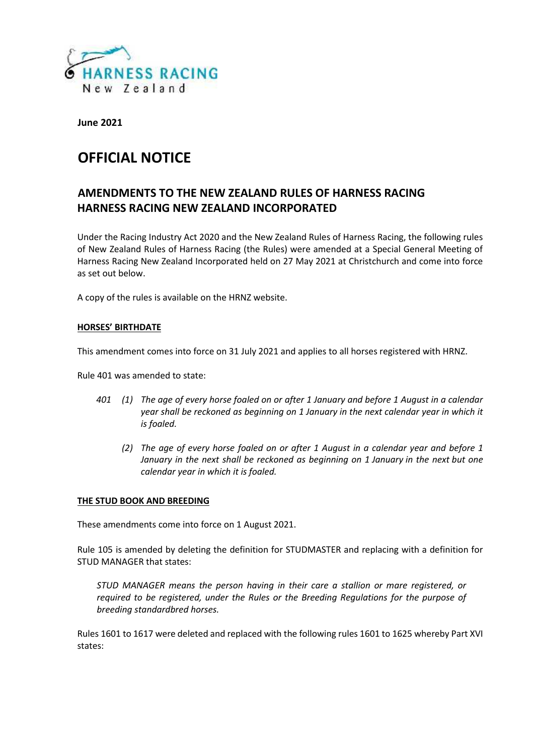HARNESS RACING
New Zealand

**June 2021**

# OFFICIAL NOTICE

## AMENDMENTS TO THE NEW ZEALAND RULES OF HARNESS RACING HARNESS RACING NEW ZEALAND INCORPORATED

Under the Racing Industry Act 2020 and the New Zealand Rules of Harness Racing, the following rules of New Zealand Rules of Harness Racing (the Rules) were amended at a Special General Meeting of Harness Racing New Zealand Incorporated held on 27 May 2021 at Christchurch and come into force as set out below.

A copy of the rules is available on the HRNZ website.

### HORSES' BIRTHDATE

This amendment comes into force on 31 July 2021 and applies to all horses registered with HRNZ.

Rule 401 was amended to state:

> *401 (1) The age of every horse foaled on or after 1 January and before 1 August in a calendar year shall be reckoned as beginning on 1 January in the next calendar year in which it is foaled.*
>
> *(2) The age of every horse foaled on or after 1 August in a calendar year and before 1 January in the next shall be reckoned as beginning on 1 January in the next but one calendar year in which it is foaled.*

### THE STUD BOOK AND BREEDING

These amendments come into force on 1 August 2021.

Rule 105 is amended by deleting the definition for STUDMASTER and replacing with a definition for STUD MANAGER that states:

> *STUD MANAGER means the person having in their care a stallion or mare registered, or required to be registered, under the Rules or the Breeding Regulations for the purpose of breeding standardbred horses.*

Rules 1601 to 1617 were deleted and replaced with the following rules 1601 to 1625 whereby Part XVI states: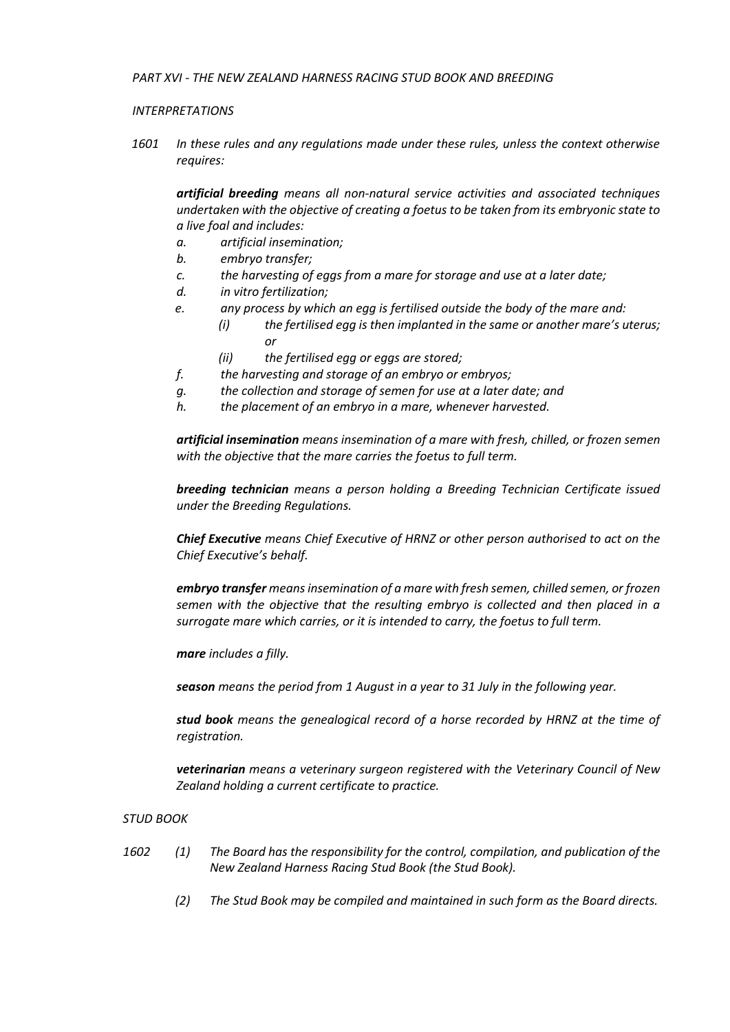*PART XVI - THE NEW ZEALAND HARNESS RACING STUD BOOK AND BREEDING*

*INTERPRETATIONS*

*1601 In these rules and any regulations made under these rules, unless the context otherwise requires:*

***artificial breeding** means all non-natural service activities and associated techniques undertaken with the objective of creating a foetus to be taken from its embryonic state to a live foal and includes:*

- *a. artificial insemination;*
- *b. embryo transfer;*
- *c. the harvesting of eggs from a mare for storage and use at a later date;*
- *d. in vitro fertilization;*
- *e. any process by which an egg is fertilised outside the body of the mare and:*
  - *(i) the fertilised egg is then implanted in the same or another mare's uterus; or*
  - *(ii) the fertilised egg or eggs are stored;*
- *f. the harvesting and storage of an embryo or embryos;*
- *g. the collection and storage of semen for use at a later date; and*
- *h. the placement of an embryo in a mare, whenever harvested.*

***artificial insemination** means insemination of a mare with fresh, chilled, or frozen semen with the objective that the mare carries the foetus to full term.*

***breeding technician** means a person holding a Breeding Technician Certificate issued under the Breeding Regulations.*

***Chief Executive** means Chief Executive of HRNZ or other person authorised to act on the Chief Executive's behalf.*

***embryo transfer** means insemination of a mare with fresh semen, chilled semen, or frozen semen with the objective that the resulting embryo is collected and then placed in a surrogate mare which carries, or it is intended to carry, the foetus to full term.*

***mare** includes a filly.*

***season** means the period from 1 August in a year to 31 July in the following year.*

***stud book** means the genealogical record of a horse recorded by HRNZ at the time of registration.*

***veterinarian** means a veterinary surgeon registered with the Veterinary Council of New Zealand holding a current certificate to practice.*

*STUD BOOK*

*1602 (1) The Board has the responsibility for the control, compilation, and publication of the New Zealand Harness Racing Stud Book (the Stud Book).*

*(2) The Stud Book may be compiled and maintained in such form as the Board directs.*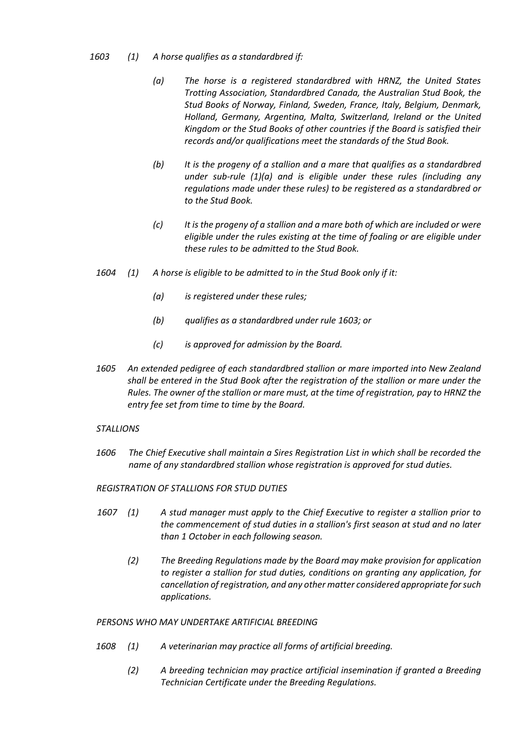*1603 (1) A horse qualifies as a standardbred if:*

*(a) The horse is a registered standardbred with HRNZ, the United States Trotting Association, Standardbred Canada, the Australian Stud Book, the Stud Books of Norway, Finland, Sweden, France, Italy, Belgium, Denmark, Holland, Germany, Argentina, Malta, Switzerland, Ireland or the United Kingdom or the Stud Books of other countries if the Board is satisfied their records and/or qualifications meet the standards of the Stud Book.*

*(b) It is the progeny of a stallion and a mare that qualifies as a standardbred under sub-rule (1)(a) and is eligible under these rules (including any regulations made under these rules) to be registered as a standardbred or to the Stud Book.*

*(c) It is the progeny of a stallion and a mare both of which are included or were eligible under the rules existing at the time of foaling or are eligible under these rules to be admitted to the Stud Book.*

*1604 (1) A horse is eligible to be admitted to in the Stud Book only if it:*

*(a) is registered under these rules;*

*(b) qualifies as a standardbred under rule 1603; or*

*(c) is approved for admission by the Board.*

*1605 An extended pedigree of each standardbred stallion or mare imported into New Zealand shall be entered in the Stud Book after the registration of the stallion or mare under the Rules. The owner of the stallion or mare must, at the time of registration, pay to HRNZ the entry fee set from time to time by the Board.*

*STALLIONS*

*1606 The Chief Executive shall maintain a Sires Registration List in which shall be recorded the name of any standardbred stallion whose registration is approved for stud duties.*

*REGISTRATION OF STALLIONS FOR STUD DUTIES*

*1607 (1) A stud manager must apply to the Chief Executive to register a stallion prior to the commencement of stud duties in a stallion's first season at stud and no later than 1 October in each following season.*

*(2) The Breeding Regulations made by the Board may make provision for application to register a stallion for stud duties, conditions on granting any application, for cancellation of registration, and any other matter considered appropriate for such applications.*

*PERSONS WHO MAY UNDERTAKE ARTIFICIAL BREEDING*

*1608 (1) A veterinarian may practice all forms of artificial breeding.*

*(2) A breeding technician may practice artificial insemination if granted a Breeding Technician Certificate under the Breeding Regulations.*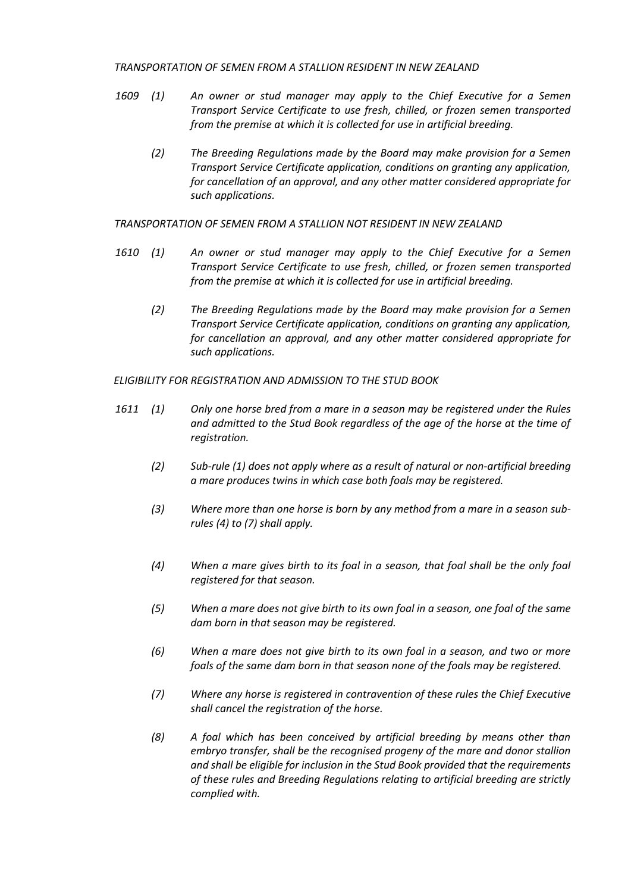*TRANSPORTATION OF SEMEN FROM A STALLION RESIDENT IN NEW ZEALAND*

*1609 (1) An owner or stud manager may apply to the Chief Executive for a Semen Transport Service Certificate to use fresh, chilled, or frozen semen transported from the premise at which it is collected for use in artificial breeding.*

*(2) The Breeding Regulations made by the Board may make provision for a Semen Transport Service Certificate application, conditions on granting any application, for cancellation of an approval, and any other matter considered appropriate for such applications.*

*TRANSPORTATION OF SEMEN FROM A STALLION NOT RESIDENT IN NEW ZEALAND*

*1610 (1) An owner or stud manager may apply to the Chief Executive for a Semen Transport Service Certificate to use fresh, chilled, or frozen semen transported from the premise at which it is collected for use in artificial breeding.*

*(2) The Breeding Regulations made by the Board may make provision for a Semen Transport Service Certificate application, conditions on granting any application, for cancellation an approval, and any other matter considered appropriate for such applications.*

*ELIGIBILITY FOR REGISTRATION AND ADMISSION TO THE STUD BOOK*

*1611 (1) Only one horse bred from a mare in a season may be registered under the Rules and admitted to the Stud Book regardless of the age of the horse at the time of registration.*

*(2) Sub-rule (1) does not apply where as a result of natural or non-artificial breeding a mare produces twins in which case both foals may be registered.*

*(3) Where more than one horse is born by any method from a mare in a season sub-rules (4) to (7) shall apply.*

*(4) When a mare gives birth to its foal in a season, that foal shall be the only foal registered for that season.*

*(5) When a mare does not give birth to its own foal in a season, one foal of the same dam born in that season may be registered.*

*(6) When a mare does not give birth to its own foal in a season, and two or more foals of the same dam born in that season none of the foals may be registered.*

*(7) Where any horse is registered in contravention of these rules the Chief Executive shall cancel the registration of the horse.*

*(8) A foal which has been conceived by artificial breeding by means other than embryo transfer, shall be the recognised progeny of the mare and donor stallion and shall be eligible for inclusion in the Stud Book provided that the requirements of these rules and Breeding Regulations relating to artificial breeding are strictly complied with.*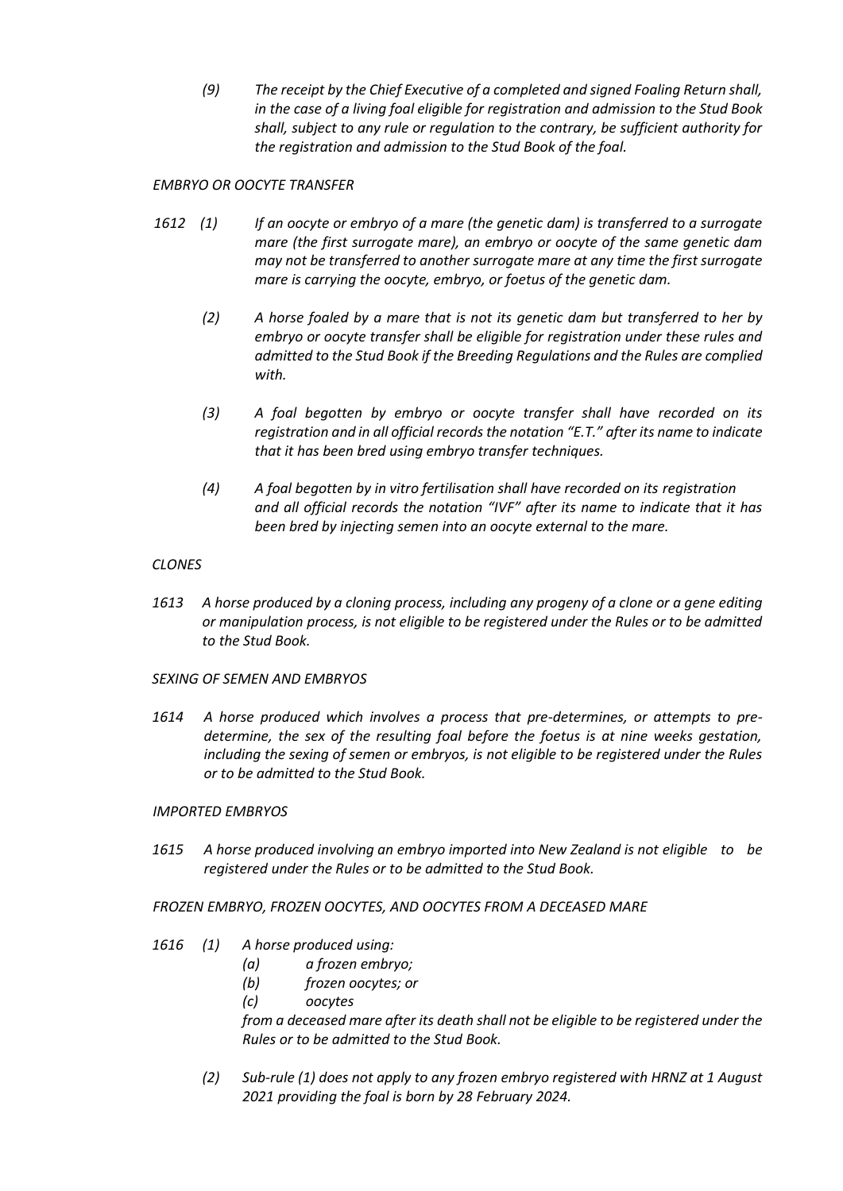*(9) The receipt by the Chief Executive of a completed and signed Foaling Return shall, in the case of a living foal eligible for registration and admission to the Stud Book shall, subject to any rule or regulation to the contrary, be sufficient authority for the registration and admission to the Stud Book of the foal.*

*EMBRYO OR OOCYTE TRANSFER*

*1612 (1) If an oocyte or embryo of a mare (the genetic dam) is transferred to a surrogate mare (the first surrogate mare), an embryo or oocyte of the same genetic dam may not be transferred to another surrogate mare at any time the first surrogate mare is carrying the oocyte, embryo, or foetus of the genetic dam.*

*(2) A horse foaled by a mare that is not its genetic dam but transferred to her by embryo or oocyte transfer shall be eligible for registration under these rules and admitted to the Stud Book if the Breeding Regulations and the Rules are complied with.*

*(3) A foal begotten by embryo or oocyte transfer shall have recorded on its registration and in all official records the notation "E.T." after its name to indicate that it has been bred using embryo transfer techniques.*

*(4) A foal begotten by in vitro fertilisation shall have recorded on its registration and all official records the notation "IVF" after its name to indicate that it has been bred by injecting semen into an oocyte external to the mare.*

*CLONES*

*1613 A horse produced by a cloning process, including any progeny of a clone or a gene editing or manipulation process, is not eligible to be registered under the Rules or to be admitted to the Stud Book.*

*SEXING OF SEMEN AND EMBRYOS*

*1614 A horse produced which involves a process that pre-determines, or attempts to pre-determine, the sex of the resulting foal before the foetus is at nine weeks gestation, including the sexing of semen or embryos, is not eligible to be registered under the Rules or to be admitted to the Stud Book.*

*IMPORTED EMBRYOS*

*1615 A horse produced involving an embryo imported into New Zealand is not eligible to be registered under the Rules or to be admitted to the Stud Book.*

*FROZEN EMBRYO, FROZEN OOCYTES, AND OOCYTES FROM A DECEASED MARE*

*1616 (1) A horse produced using:*

*(a) a frozen embryo;*

*(b) frozen oocytes; or*

*(c) oocytes*

*from a deceased mare after its death shall not be eligible to be registered under the Rules or to be admitted to the Stud Book.*

*(2) Sub-rule (1) does not apply to any frozen embryo registered with HRNZ at 1 August 2021 providing the foal is born by 28 February 2024.*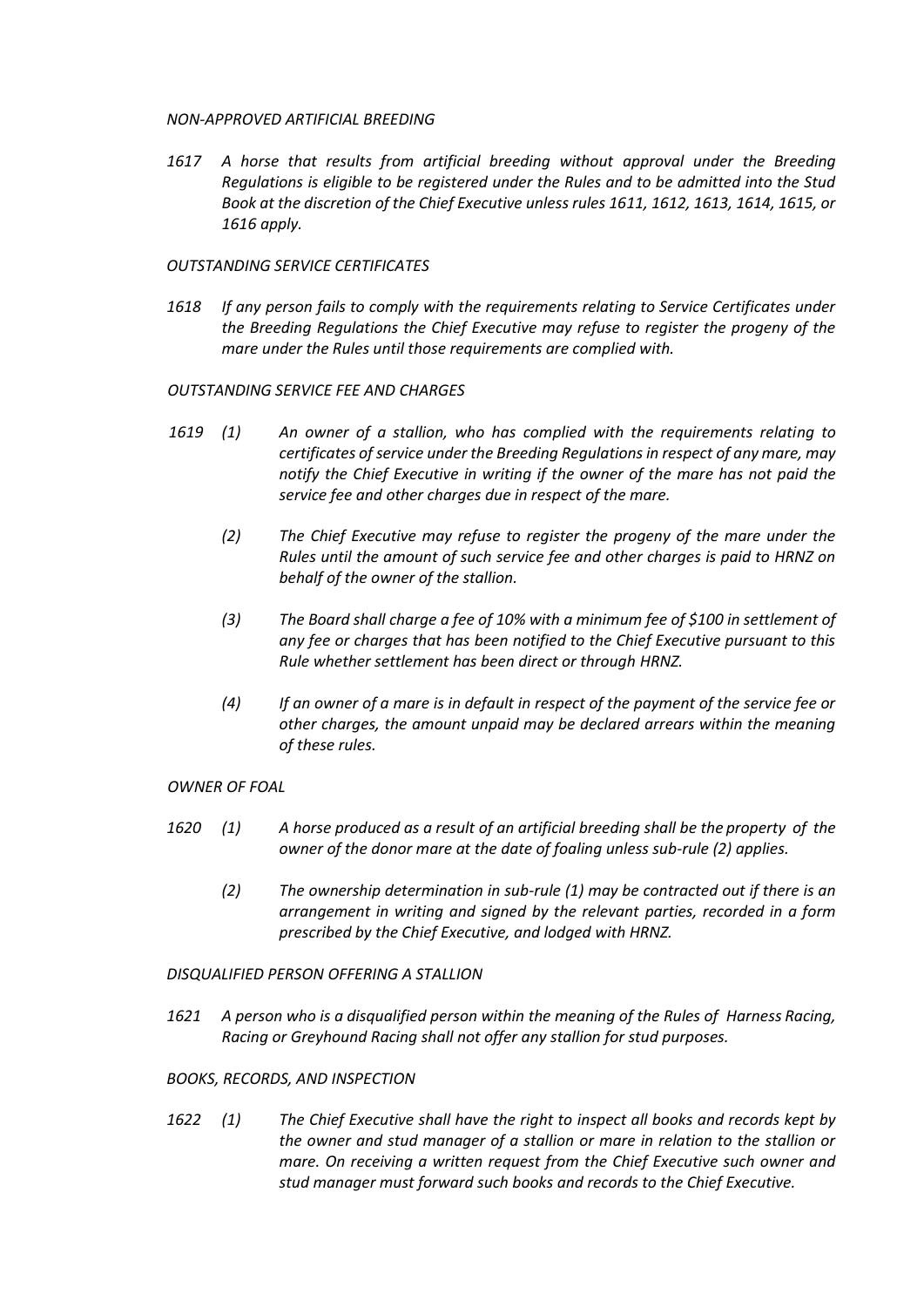*NON-APPROVED ARTIFICIAL BREEDING*

*1617 A horse that results from artificial breeding without approval under the Breeding Regulations is eligible to be registered under the Rules and to be admitted into the Stud Book at the discretion of the Chief Executive unless rules 1611, 1612, 1613, 1614, 1615, or 1616 apply.*

*OUTSTANDING SERVICE CERTIFICATES*

*1618 If any person fails to comply with the requirements relating to Service Certificates under the Breeding Regulations the Chief Executive may refuse to register the progeny of the mare under the Rules until those requirements are complied with.*

*OUTSTANDING SERVICE FEE AND CHARGES*

*1619 (1) An owner of a stallion, who has complied with the requirements relating to certificates of service under the Breeding Regulations in respect of any mare, may notify the Chief Executive in writing if the owner of the mare has not paid the service fee and other charges due in respect of the mare.*

*(2) The Chief Executive may refuse to register the progeny of the mare under the Rules until the amount of such service fee and other charges is paid to HRNZ on behalf of the owner of the stallion.*

*(3) The Board shall charge a fee of 10% with a minimum fee of $100 in settlement of any fee or charges that has been notified to the Chief Executive pursuant to this Rule whether settlement has been direct or through HRNZ.*

*(4) If an owner of a mare is in default in respect of the payment of the service fee or other charges, the amount unpaid may be declared arrears within the meaning of these rules.*

*OWNER OF FOAL*

*1620 (1) A horse produced as a result of an artificial breeding shall be the property of the owner of the donor mare at the date of foaling unless sub-rule (2) applies.*

*(2) The ownership determination in sub-rule (1) may be contracted out if there is an arrangement in writing and signed by the relevant parties, recorded in a form prescribed by the Chief Executive, and lodged with HRNZ.*

*DISQUALIFIED PERSON OFFERING A STALLION*

*1621 A person who is a disqualified person within the meaning of the Rules of Harness Racing, Racing or Greyhound Racing shall not offer any stallion for stud purposes.*

*BOOKS, RECORDS, AND INSPECTION*

*1622 (1) The Chief Executive shall have the right to inspect all books and records kept by the owner and stud manager of a stallion or mare in relation to the stallion or mare. On receiving a written request from the Chief Executive such owner and stud manager must forward such books and records to the Chief Executive.*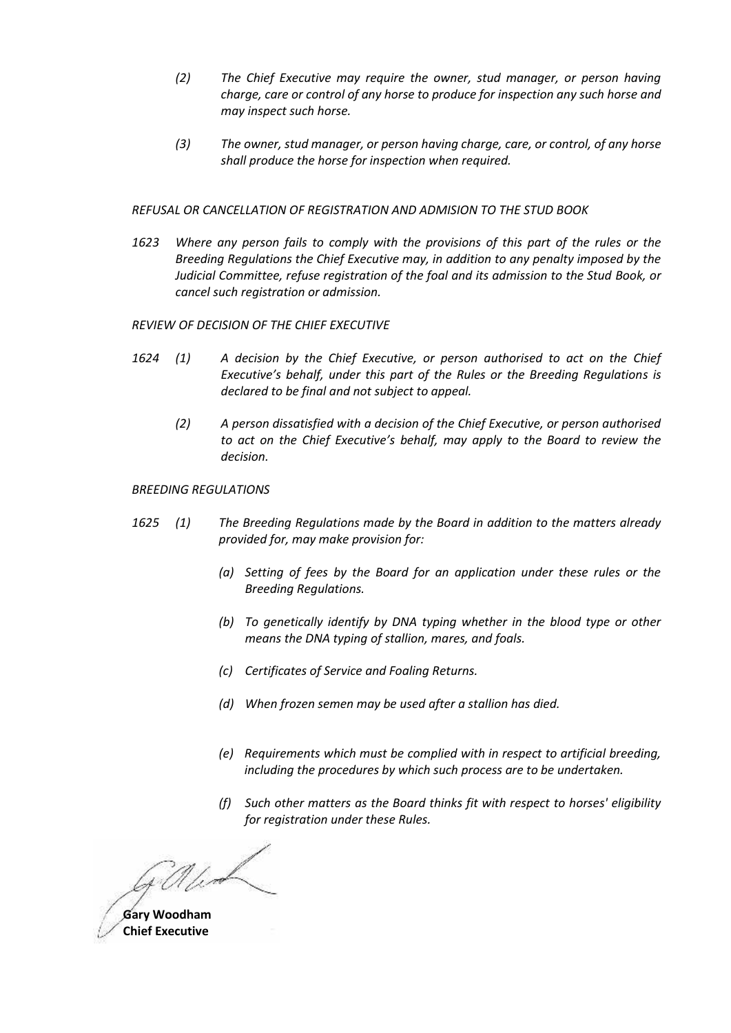*(2) The Chief Executive may require the owner, stud manager, or person having charge, care or control of any horse to produce for inspection any such horse and may inspect such horse.*

*(3) The owner, stud manager, or person having charge, care, or control, of any horse shall produce the horse for inspection when required.*

*REFUSAL OR CANCELLATION OF REGISTRATION AND ADMISION TO THE STUD BOOK*

*1623 Where any person fails to comply with the provisions of this part of the rules or the Breeding Regulations the Chief Executive may, in addition to any penalty imposed by the Judicial Committee, refuse registration of the foal and its admission to the Stud Book, or cancel such registration or admission.*

*REVIEW OF DECISION OF THE CHIEF EXECUTIVE*

*1624 (1) A decision by the Chief Executive, or person authorised to act on the Chief Executive's behalf, under this part of the Rules or the Breeding Regulations is declared to be final and not subject to appeal.*

*(2) A person dissatisfied with a decision of the Chief Executive, or person authorised to act on the Chief Executive's behalf, may apply to the Board to review the decision.*

*BREEDING REGULATIONS*

*1625 (1) The Breeding Regulations made by the Board in addition to the matters already provided for, may make provision for:*

*(a) Setting of fees by the Board for an application under these rules or the Breeding Regulations.*

*(b) To genetically identify by DNA typing whether in the blood type or other means the DNA typing of stallion, mares, and foals.*

*(c) Certificates of Service and Foaling Returns.*

*(d) When frozen semen may be used after a stallion has died.*

*(e) Requirements which must be complied with in respect to artificial breeding, including the procedures by which such process are to be undertaken.*

*(f) Such other matters as the Board thinks fit with respect to horses' eligibility for registration under these Rules.*

**Gary Woodham**
**Chief Executive**